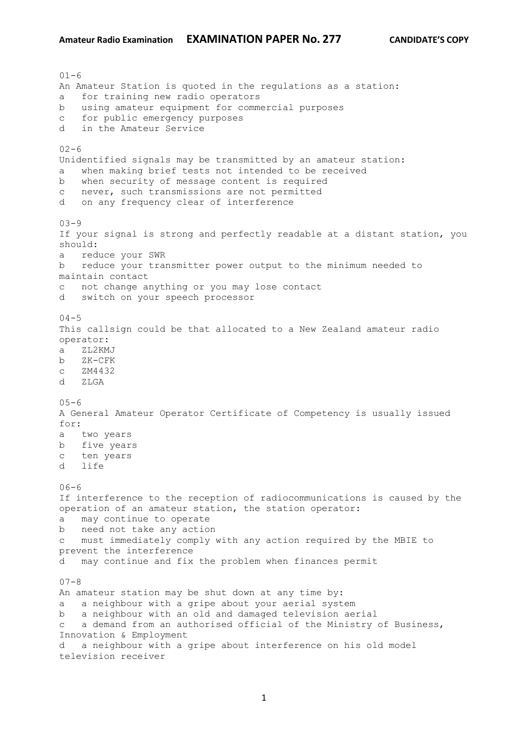01-6
An Amateur Station is quoted in the regulations as a station:
a for training new radio operators
b using amateur equipment for commercial purposes
c for public emergency purposes
d in the Amateur Service

02-6
Unidentified signals may be transmitted by an amateur station:
a when making brief tests not intended to be received
b when security of message content is required
c never, such transmissions are not permitted
d on any frequency clear of interference

03-9
If your signal is strong and perfectly readable at a distant station, you should:
a reduce your SWR
b reduce your transmitter power output to the minimum needed to maintain contact
c not change anything or you may lose contact
d switch on your speech processor

04-5
This callsign could be that allocated to a New Zealand amateur radio operator:
a ZL2KMJ
b ZK-CFK
c ZM4432
d ZLGA

05-6
A General Amateur Operator Certificate of Competency is usually issued for:
a two years
b five years
c ten years
d life

06-6
If interference to the reception of radiocommunications is caused by the operation of an amateur station, the station operator:
a may continue to operate
b need not take any action
c must immediately comply with any action required by the MBIE to prevent the interference
d may continue and fix the problem when finances permit

07-8
An amateur station may be shut down at any time by:
a a neighbour with a gripe about your aerial system
b a neighbour with an old and damaged television aerial
c a demand from an authorised official of the Ministry of Business, Innovation & Employment
d a neighbour with a gripe about interference on his old model television receiver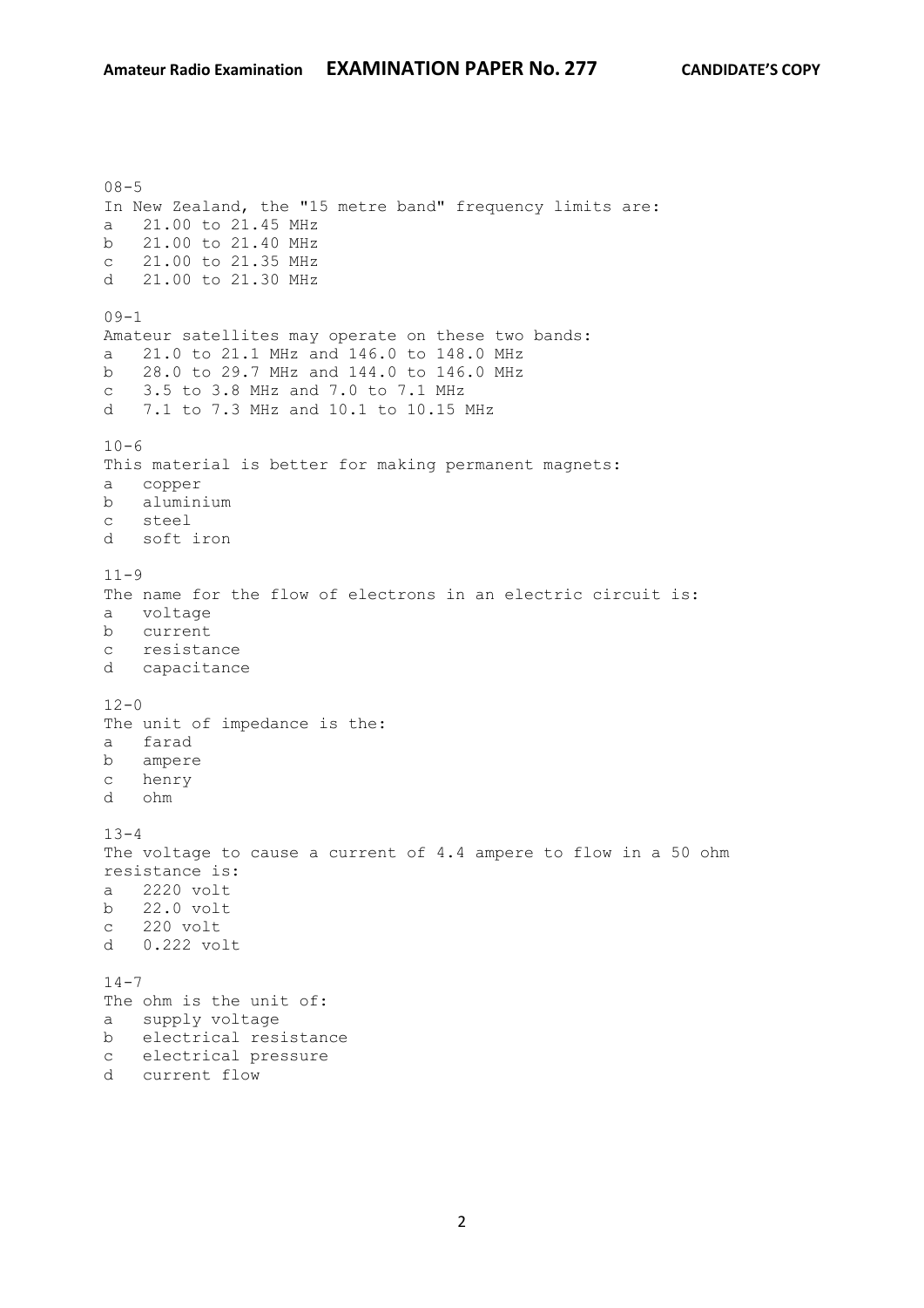08-5
In New Zealand, the "15 metre band" frequency limits are:
a   21.00 to 21.45 MHz
b   21.00 to 21.40 MHz
c   21.00 to 21.35 MHz
d   21.00 to 21.30 MHz

09-1
Amateur satellites may operate on these two bands:
a   21.0 to 21.1 MHz and 146.0 to 148.0 MHz
b   28.0 to 29.7 MHz and 144.0 to 146.0 MHz
c   3.5 to 3.8 MHz and 7.0 to 7.1 MHz
d   7.1 to 7.3 MHz and 10.1 to 10.15 MHz

10-6
This material is better for making permanent magnets:
a   copper
b   aluminium
c   steel
d   soft iron

11-9
The name for the flow of electrons in an electric circuit is:
a   voltage
b   current
c   resistance
d   capacitance

12-0
The unit of impedance is the:
a   farad
b   ampere
c   henry
d   ohm

13-4
The voltage to cause a current of 4.4 ampere to flow in a 50 ohm resistance is:
a   2220 volt
b   22.0 volt
c   220 volt
d   0.222 volt

14-7
The ohm is the unit of:
a   supply voltage
b   electrical resistance
c   electrical pressure
d   current flow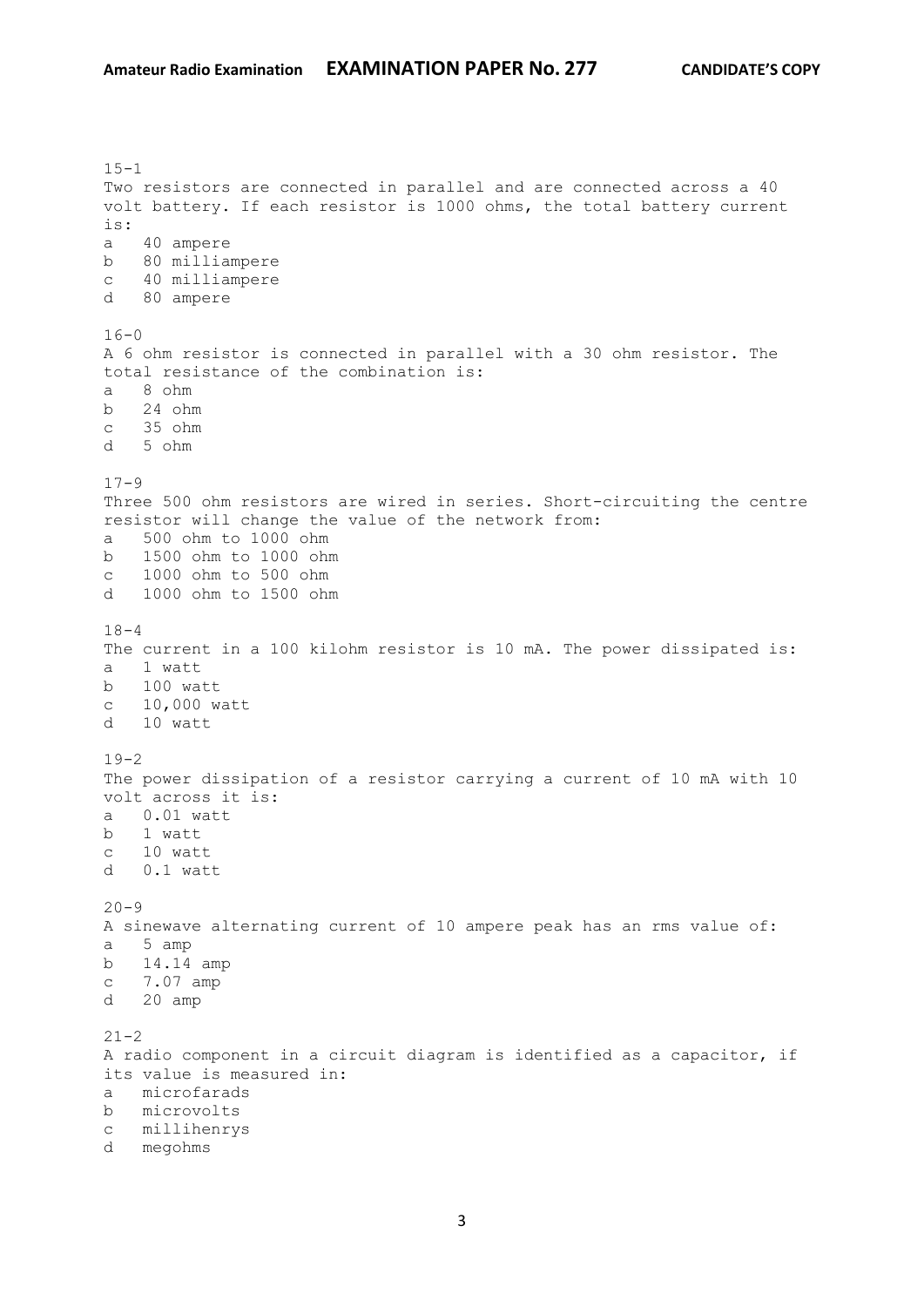15-1
Two resistors are connected in parallel and are connected across a 40 volt battery. If each resistor is 1000 ohms, the total battery current is:

a   40 ampere
b   80 milliampere
c   40 milliampere
d   80 ampere

16-0
A 6 ohm resistor is connected in parallel with a 30 ohm resistor. The total resistance of the combination is:

a   8 ohm
b   24 ohm
c   35 ohm
d   5 ohm

17-9
Three 500 ohm resistors are wired in series. Short-circuiting the centre resistor will change the value of the network from:

a   500 ohm to 1000 ohm
b   1500 ohm to 1000 ohm
c   1000 ohm to 500 ohm
d   1000 ohm to 1500 ohm

18-4
The current in a 100 kilohm resistor is 10 mA. The power dissipated is:

a   1 watt
b   100 watt
c   10,000 watt
d   10 watt

19-2
The power dissipation of a resistor carrying a current of 10 mA with 10 volt across it is:

a   0.01 watt
b   1 watt
c   10 watt
d   0.1 watt

20-9
A sinewave alternating current of 10 ampere peak has an rms value of:

a   5 amp
b   14.14 amp
c   7.07 amp
d   20 amp

21-2
A radio component in a circuit diagram is identified as a capacitor, if its value is measured in:

a   microfarads
b   microvolts
c   millihenrys
d   megohms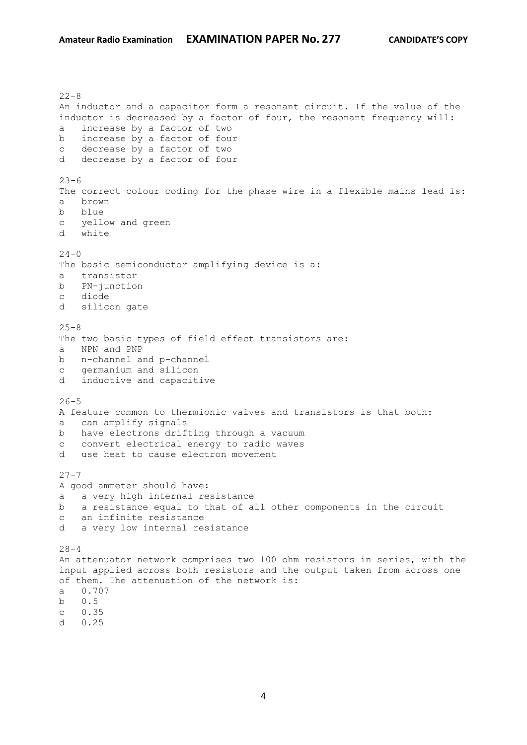22-8
An inductor and a capacitor form a resonant circuit. If the value of the inductor is decreased by a factor of four, the resonant frequency will:

a increase by a factor of two
b increase by a factor of four
c decrease by a factor of two
d decrease by a factor of four

23-6
The correct colour coding for the phase wire in a flexible mains lead is:

a brown
b blue
c yellow and green
d white

24-0
The basic semiconductor amplifying device is a:

a transistor
b PN-junction
c diode
d silicon gate

25-8
The two basic types of field effect transistors are:

a NPN and PNP
b n-channel and p-channel
c germanium and silicon
d inductive and capacitive

26-5
A feature common to thermionic valves and transistors is that both:

a can amplify signals
b have electrons drifting through a vacuum
c convert electrical energy to radio waves
d use heat to cause electron movement

27-7
A good ammeter should have:

a a very high internal resistance
b a resistance equal to that of all other components in the circuit
c an infinite resistance
d a very low internal resistance

28-4
An attenuator network comprises two 100 ohm resistors in series, with the input applied across both resistors and the output taken from across one of them. The attenuation of the network is:

a 0.707
b 0.5
c 0.35
d 0.25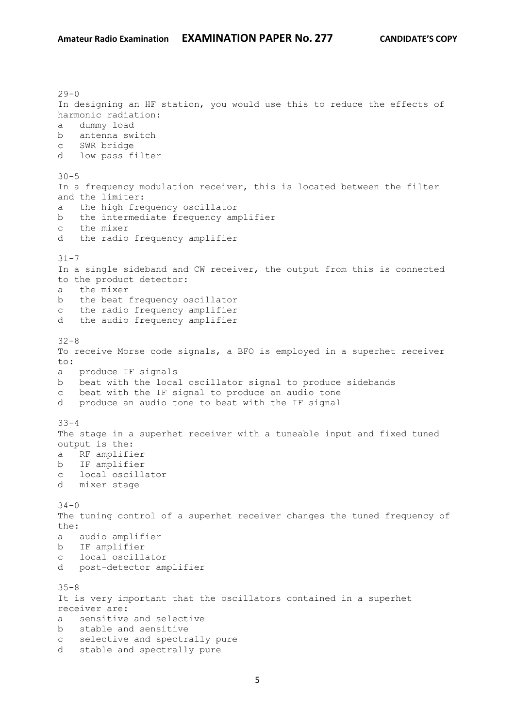29-0
In designing an HF station, you would use this to reduce the effects of harmonic radiation:
a dummy load
b antenna switch
c SWR bridge
d low pass filter

30-5
In a frequency modulation receiver, this is located between the filter and the limiter:
a the high frequency oscillator
b the intermediate frequency amplifier
c the mixer
d the radio frequency amplifier

31-7
In a single sideband and CW receiver, the output from this is connected to the product detector:
a the mixer
b the beat frequency oscillator
c the radio frequency amplifier
d the audio frequency amplifier

32-8
To receive Morse code signals, a BFO is employed in a superhet receiver to:
a produce IF signals
b beat with the local oscillator signal to produce sidebands
c beat with the IF signal to produce an audio tone
d produce an audio tone to beat with the IF signal

33-4
The stage in a superhet receiver with a tuneable input and fixed tuned output is the:
a RF amplifier
b IF amplifier
c local oscillator
d mixer stage

34-0
The tuning control of a superhet receiver changes the tuned frequency of the:
a audio amplifier
b IF amplifier
c local oscillator
d post-detector amplifier

35-8
It is very important that the oscillators contained in a superhet receiver are:
a sensitive and selective
b stable and sensitive
c selective and spectrally pure
d stable and spectrally pure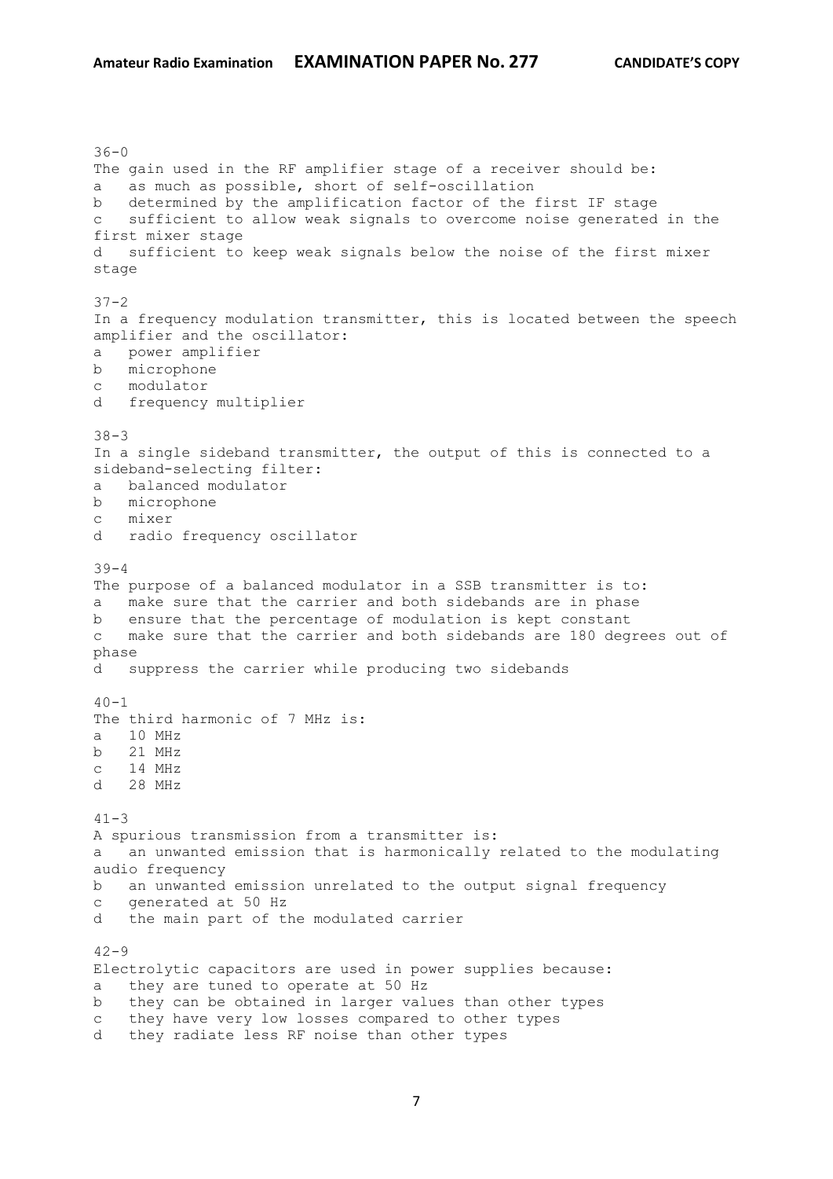36-0
The gain used in the RF amplifier stage of a receiver should be:
a   as much as possible, short of self-oscillation
b   determined by the amplification factor of the first IF stage
c   sufficient to allow weak signals to overcome noise generated in the first mixer stage
d   sufficient to keep weak signals below the noise of the first mixer stage

37-2
In a frequency modulation transmitter, this is located between the speech amplifier and the oscillator:
a   power amplifier
b   microphone
c   modulator
d   frequency multiplier

38-3
In a single sideband transmitter, the output of this is connected to a sideband-selecting filter:
a   balanced modulator
b   microphone
c   mixer
d   radio frequency oscillator

39-4
The purpose of a balanced modulator in a SSB transmitter is to:
a   make sure that the carrier and both sidebands are in phase
b   ensure that the percentage of modulation is kept constant
c   make sure that the carrier and both sidebands are 180 degrees out of phase
d   suppress the carrier while producing two sidebands

40-1
The third harmonic of 7 MHz is:
a   10 MHz
b   21 MHz
c   14 MHz
d   28 MHz

41-3
A spurious transmission from a transmitter is:
a   an unwanted emission that is harmonically related to the modulating audio frequency
b   an unwanted emission unrelated to the output signal frequency
c   generated at 50 Hz
d   the main part of the modulated carrier

42-9
Electrolytic capacitors are used in power supplies because:
a   they are tuned to operate at 50 Hz
b   they can be obtained in larger values than other types
c   they have very low losses compared to other types
d   they radiate less RF noise than other types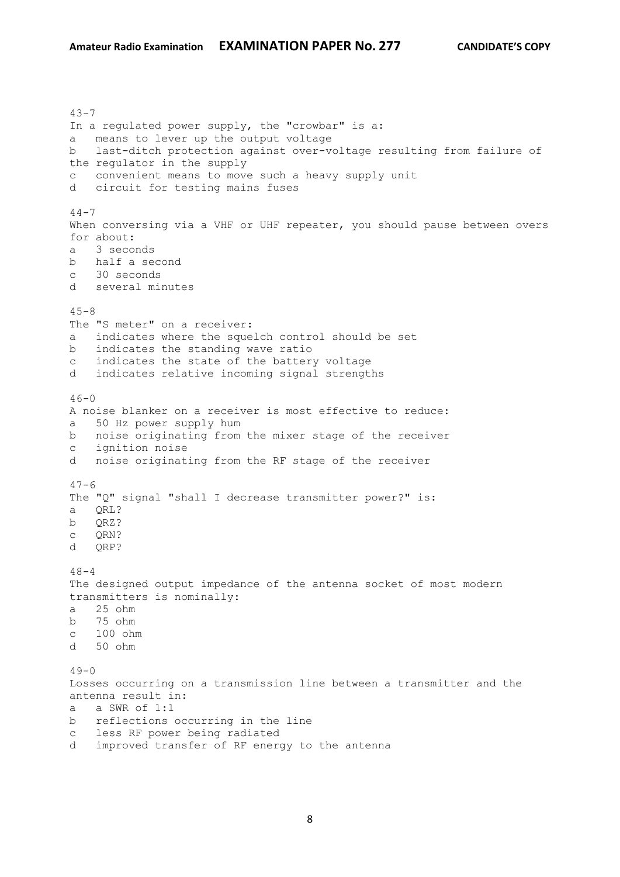43-7
In a regulated power supply, the "crowbar" is a:
a   means to lever up the output voltage
b   last-ditch protection against over-voltage resulting from failure of the regulator in the supply
c   convenient means to move such a heavy supply unit
d   circuit for testing mains fuses

44-7
When conversing via a VHF or UHF repeater, you should pause between overs for about:
a   3 seconds
b   half a second
c   30 seconds
d   several minutes

45-8
The "S meter" on a receiver:
a   indicates where the squelch control should be set
b   indicates the standing wave ratio
c   indicates the state of the battery voltage
d   indicates relative incoming signal strengths

46-0
A noise blanker on a receiver is most effective to reduce:
a   50 Hz power supply hum
b   noise originating from the mixer stage of the receiver
c   ignition noise
d   noise originating from the RF stage of the receiver

47-6
The "Q" signal "shall I decrease transmitter power?" is:
a   QRL?
b   QRZ?
c   QRN?
d   QRP?

48-4
The designed output impedance of the antenna socket of most modern transmitters is nominally:
a   25 ohm
b   75 ohm
c   100 ohm
d   50 ohm

49-0
Losses occurring on a transmission line between a transmitter and the antenna result in:
a   a SWR of 1:1
b   reflections occurring in the line
c   less RF power being radiated
d   improved transfer of RF energy to the antenna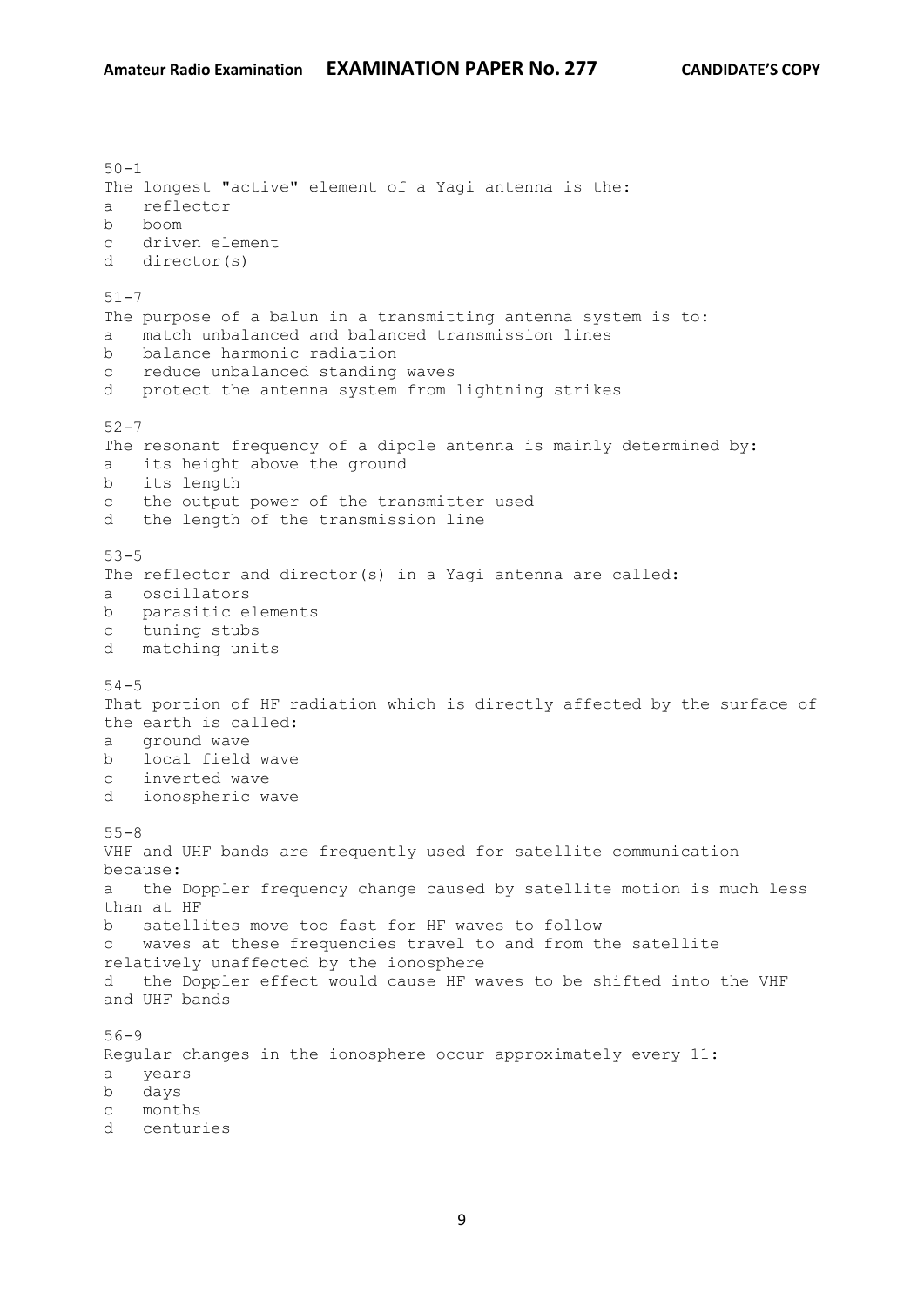50-1
The longest "active" element of a Yagi antenna is the:
a   reflector
b   boom
c   driven element
d   director(s)

51-7
The purpose of a balun in a transmitting antenna system is to:
a   match unbalanced and balanced transmission lines
b   balance harmonic radiation
c   reduce unbalanced standing waves
d   protect the antenna system from lightning strikes

52-7
The resonant frequency of a dipole antenna is mainly determined by:
a   its height above the ground
b   its length
c   the output power of the transmitter used
d   the length of the transmission line

53-5
The reflector and director(s) in a Yagi antenna are called:
a   oscillators
b   parasitic elements
c   tuning stubs
d   matching units

54-5
That portion of HF radiation which is directly affected by the surface of the earth is called:
a   ground wave
b   local field wave
c   inverted wave
d   ionospheric wave

55-8
VHF and UHF bands are frequently used for satellite communication because:
a   the Doppler frequency change caused by satellite motion is much less than at HF
b   satellites move too fast for HF waves to follow
c   waves at these frequencies travel to and from the satellite relatively unaffected by the ionosphere
d   the Doppler effect would cause HF waves to be shifted into the VHF and UHF bands

56-9
Regular changes in the ionosphere occur approximately every 11:
a   years
b   days
c   months
d   centuries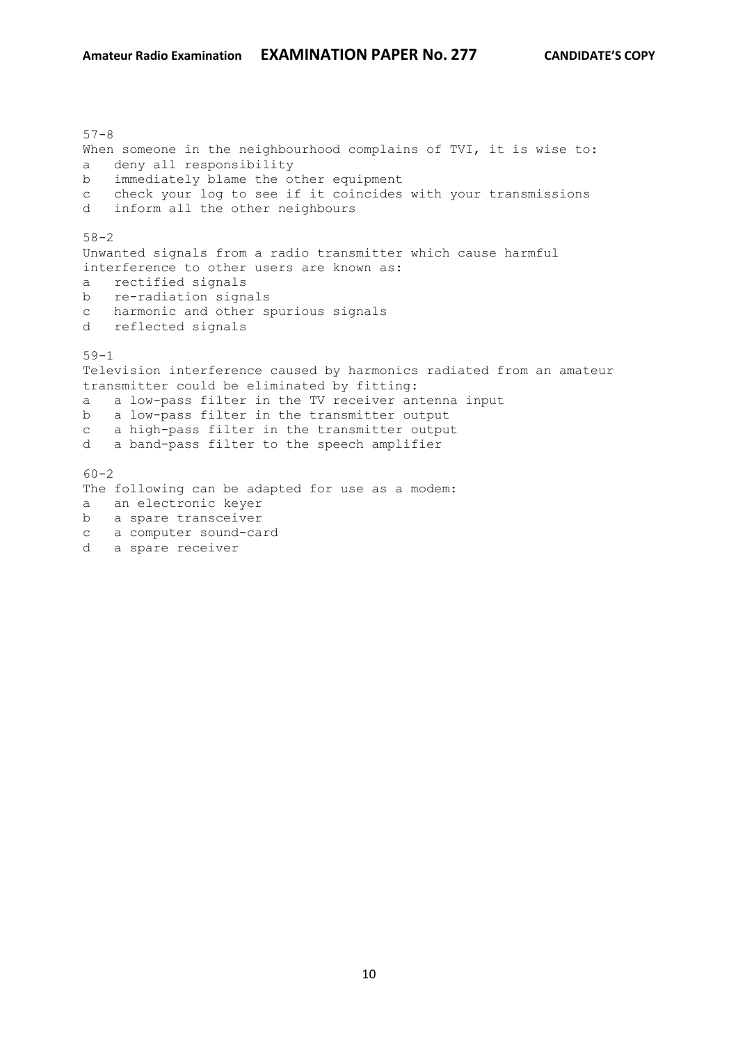57-8
When someone in the neighbourhood complains of TVI, it is wise to:

a deny all responsibility
b immediately blame the other equipment
c check your log to see if it coincides with your transmissions
d inform all the other neighbours

58-2
Unwanted signals from a radio transmitter which cause harmful interference to other users are known as:

a rectified signals
b re-radiation signals
c harmonic and other spurious signals
d reflected signals

59-1
Television interference caused by harmonics radiated from an amateur transmitter could be eliminated by fitting:

a a low-pass filter in the TV receiver antenna input
b a low-pass filter in the transmitter output
c a high-pass filter in the transmitter output
d a band-pass filter to the speech amplifier

60-2
The following can be adapted for use as a modem:

a an electronic keyer
b a spare transceiver
c a computer sound-card
d a spare receiver